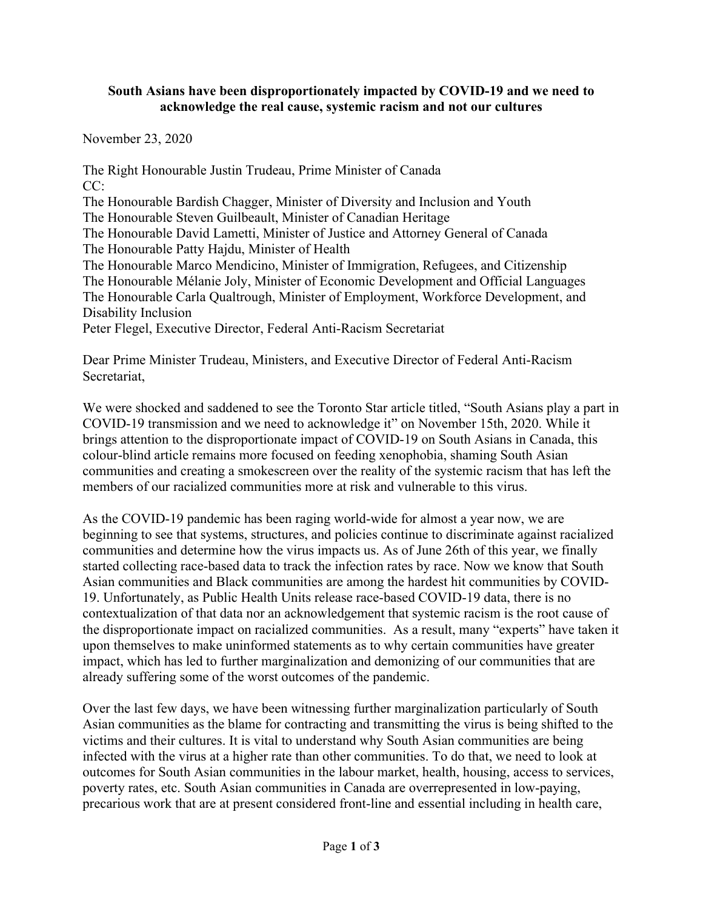**South Asians have been disproportionately impacted by COVID-19 and we need to acknowledge the real cause, systemic racism and not our cultures**

November 23, 2020

The Right Honourable Justin Trudeau, Prime Minister of Canada
CC:
The Honourable Bardish Chagger, Minister of Diversity and Inclusion and Youth
The Honourable Steven Guilbeault, Minister of Canadian Heritage
The Honourable David Lametti, Minister of Justice and Attorney General of Canada
The Honourable Patty Hajdu, Minister of Health
The Honourable Marco Mendicino, Minister of Immigration, Refugees, and Citizenship
The Honourable Mélanie Joly, Minister of Economic Development and Official Languages
The Honourable Carla Qualtrough, Minister of Employment, Workforce Development, and Disability Inclusion
Peter Flegel, Executive Director, Federal Anti-Racism Secretariat

Dear Prime Minister Trudeau, Ministers, and Executive Director of Federal Anti-Racism Secretariat,

We were shocked and saddened to see the Toronto Star article titled, "South Asians play a part in COVID-19 transmission and we need to acknowledge it" on November 15th, 2020. While it brings attention to the disproportionate impact of COVID-19 on South Asians in Canada, this colour-blind article remains more focused on feeding xenophobia, shaming South Asian communities and creating a smokescreen over the reality of the systemic racism that has left the members of our racialized communities more at risk and vulnerable to this virus.

As the COVID-19 pandemic has been raging world-wide for almost a year now, we are beginning to see that systems, structures, and policies continue to discriminate against racialized communities and determine how the virus impacts us. As of June 26th of this year, we finally started collecting race-based data to track the infection rates by race. Now we know that South Asian communities and Black communities are among the hardest hit communities by COVID-19. Unfortunately, as Public Health Units release race-based COVID-19 data, there is no contextualization of that data nor an acknowledgement that systemic racism is the root cause of the disproportionate impact on racialized communities. As a result, many "experts" have taken it upon themselves to make uninformed statements as to why certain communities have greater impact, which has led to further marginalization and demonizing of our communities that are already suffering some of the worst outcomes of the pandemic.

Over the last few days, we have been witnessing further marginalization particularly of South Asian communities as the blame for contracting and transmitting the virus is being shifted to the victims and their cultures. It is vital to understand why South Asian communities are being infected with the virus at a higher rate than other communities. To do that, we need to look at outcomes for South Asian communities in the labour market, health, housing, access to services, poverty rates, etc. South Asian communities in Canada are overrepresented in low-paying, precarious work that are at present considered front-line and essential including in health care,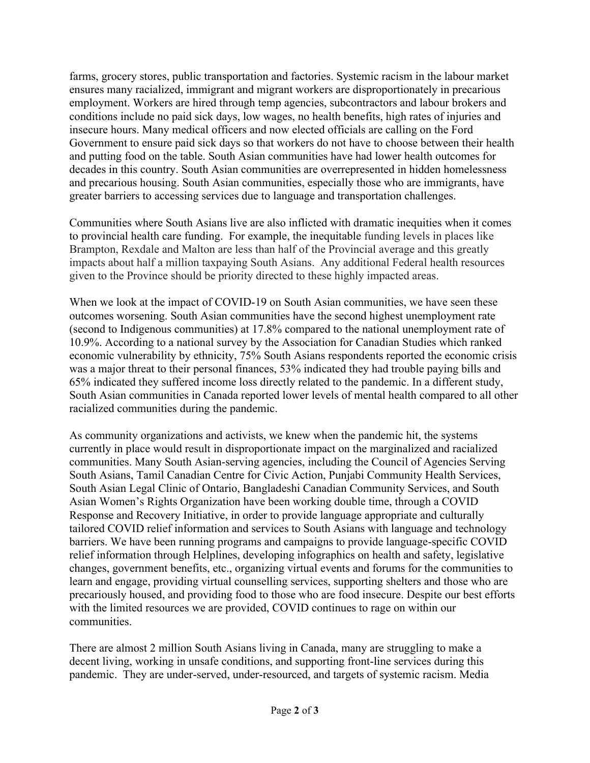farms, grocery stores, public transportation and factories. Systemic racism in the labour market ensures many racialized, immigrant and migrant workers are disproportionately in precarious employment. Workers are hired through temp agencies, subcontractors and labour brokers and conditions include no paid sick days, low wages, no health benefits, high rates of injuries and insecure hours. Many medical officers and now elected officials are calling on the Ford Government to ensure paid sick days so that workers do not have to choose between their health and putting food on the table. South Asian communities have had lower health outcomes for decades in this country. South Asian communities are overrepresented in hidden homelessness and precarious housing. South Asian communities, especially those who are immigrants, have greater barriers to accessing services due to language and transportation challenges.

Communities where South Asians live are also inflicted with dramatic inequities when it comes to provincial health care funding. For example, the inequitable funding levels in places like Brampton, Rexdale and Malton are less than half of the Provincial average and this greatly impacts about half a million taxpaying South Asians. Any additional Federal health resources given to the Province should be priority directed to these highly impacted areas.

When we look at the impact of COVID-19 on South Asian communities, we have seen these outcomes worsening. South Asian communities have the second highest unemployment rate (second to Indigenous communities) at 17.8% compared to the national unemployment rate of 10.9%. According to a national survey by the Association for Canadian Studies which ranked economic vulnerability by ethnicity, 75% South Asians respondents reported the economic crisis was a major threat to their personal finances, 53% indicated they had trouble paying bills and 65% indicated they suffered income loss directly related to the pandemic. In a different study, South Asian communities in Canada reported lower levels of mental health compared to all other racialized communities during the pandemic.

As community organizations and activists, we knew when the pandemic hit, the systems currently in place would result in disproportionate impact on the marginalized and racialized communities. Many South Asian-serving agencies, including the Council of Agencies Serving South Asians, Tamil Canadian Centre for Civic Action, Punjabi Community Health Services, South Asian Legal Clinic of Ontario, Bangladeshi Canadian Community Services, and South Asian Women's Rights Organization have been working double time, through a COVID Response and Recovery Initiative, in order to provide language appropriate and culturally tailored COVID relief information and services to South Asians with language and technology barriers. We have been running programs and campaigns to provide language-specific COVID relief information through Helplines, developing infographics on health and safety, legislative changes, government benefits, etc., organizing virtual events and forums for the communities to learn and engage, providing virtual counselling services, supporting shelters and those who are precariously housed, and providing food to those who are food insecure. Despite our best efforts with the limited resources we are provided, COVID continues to rage on within our communities.

There are almost 2 million South Asians living in Canada, many are struggling to make a decent living, working in unsafe conditions, and supporting front-line services during this pandemic. They are under-served, under-resourced, and targets of systemic racism. Media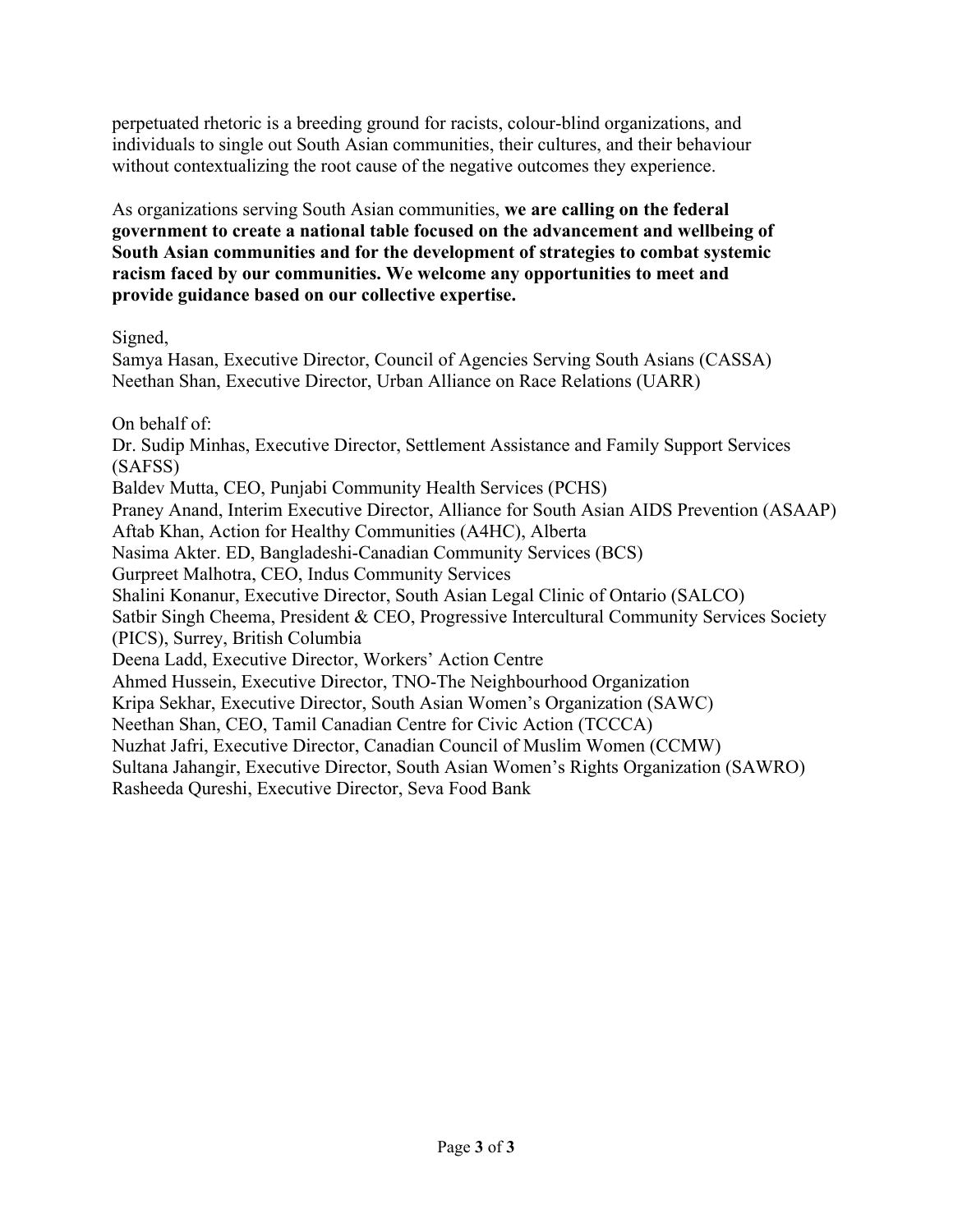perpetuated rhetoric is a breeding ground for racists, colour-blind organizations, and individuals to single out South Asian communities, their cultures, and their behaviour without contextualizing the root cause of the negative outcomes they experience.

As organizations serving South Asian communities, **we are calling on the federal government to create a national table focused on the advancement and wellbeing of South Asian communities and for the development of strategies to combat systemic racism faced by our communities. We welcome any opportunities to meet and provide guidance based on our collective expertise.**

Signed,
Samya Hasan, Executive Director, Council of Agencies Serving South Asians (CASSA)
Neethan Shan, Executive Director, Urban Alliance on Race Relations (UARR)

On behalf of:
Dr. Sudip Minhas, Executive Director, Settlement Assistance and Family Support Services (SAFSS)
Baldev Mutta, CEO, Punjabi Community Health Services (PCHS)
Praney Anand, Interim Executive Director, Alliance for South Asian AIDS Prevention (ASAAP)
Aftab Khan, Action for Healthy Communities (A4HC), Alberta
Nasima Akter. ED, Bangladeshi-Canadian Community Services (BCS)
Gurpreet Malhotra, CEO, Indus Community Services
Shalini Konanur, Executive Director, South Asian Legal Clinic of Ontario (SALCO)
Satbir Singh Cheema, President & CEO, Progressive Intercultural Community Services Society (PICS), Surrey, British Columbia
Deena Ladd, Executive Director, Workers' Action Centre
Ahmed Hussein, Executive Director, TNO-The Neighbourhood Organization
Kripa Sekhar, Executive Director, South Asian Women's Organization (SAWC)
Neethan Shan, CEO, Tamil Canadian Centre for Civic Action (TCCCA)
Nuzhat Jafri, Executive Director, Canadian Council of Muslim Women (CCMW)
Sultana Jahangir, Executive Director, South Asian Women's Rights Organization (SAWRO)
Rasheeda Qureshi, Executive Director, Seva Food Bank